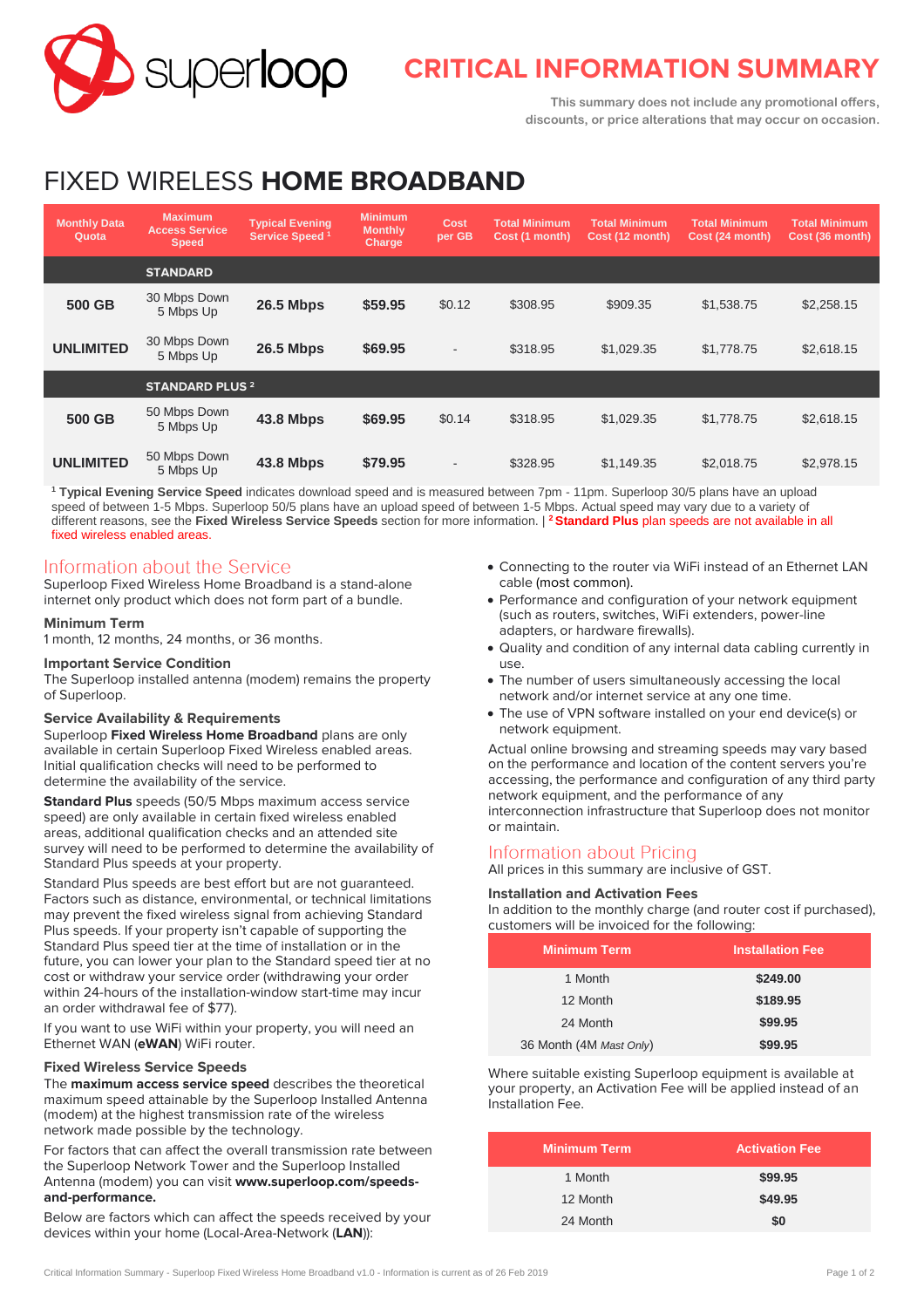# CRITICAL INFORMATION SUMMARY

**This summary does not include any promotional offers, discounts, or price alterations that may occur on occasion.**

# FIXED WIRELESS **HOME BROADBAND**

| Monthly Data Quota | Maximum Access Service Speed | Typical Evening Service Speed [1] | Minimum Monthly Charge | Cost per GB | Total Minimum Cost (1 month) | Total Minimum Cost (12 month) | Total Minimum Cost (24 month) | Total Minimum Cost (36 month) |
|---|---|---|---|---|---|---|---|---|
| | **STANDARD** | | | | | | | |
| **500 GB** | 30 Mbps Down 5 Mbps Up | **26.5 Mbps** | **$59.95** | $0.12 | $308.95 | $909.35 | $1,538.75 | $2,258.15 |
| **UNLIMITED** | 30 Mbps Down 5 Mbps Up | **26.5 Mbps** | **$69.95** | - | $318.95 | $1,029.35 | $1,778.75 | $2,618.15 |
| | **STANDARD PLUS [2]** | | | | | | | |
| **500 GB** | 50 Mbps Down 5 Mbps Up | **43.8 Mbps** | **$69.95** | $0.14 | $318.95 | $1,029.35 | $1,778.75 | $2,618.15 |
| **UNLIMITED** | 50 Mbps Down 5 Mbps Up | **43.8 Mbps** | **$79.95** | - | $328.95 | $1,149.35 | $2,018.75 | $2,978.15 |

[1] **Typical Evening Service Speed** indicates download speed and is measured between 7pm - 11pm. Superloop 30/5 plans have an upload speed of between 1-5 Mbps. Superloop 50/5 plans have an upload speed of between 1-5 Mbps. Actual speed may vary due to a variety of different reasons, see the **Fixed Wireless Service Speeds** section for more information. | [2] **Standard Plus** plan speeds are not available in all fixed wireless enabled areas.

## Information about the Service

Superloop Fixed Wireless Home Broadband is a stand-alone internet only product which does not form part of a bundle.

### Minimum Term

1 month, 12 months, 24 months, or 36 months.

### Important Service Condition

The Superloop installed antenna (modem) remains the property of Superloop.

### Service Availability & Requirements

Superloop **Fixed Wireless Home Broadband** plans are only available in certain Superloop Fixed Wireless enabled areas. Initial qualification checks will need to be performed to determine the availability of the service.

**Standard Plus** speeds (50/5 Mbps maximum access service speed) are only available in certain fixed wireless enabled areas, additional qualification checks and an attended site survey will need to be performed to determine the availability of Standard Plus speeds at your property.

Standard Plus speeds are best effort but are not guaranteed. Factors such as distance, environmental, or technical limitations may prevent the fixed wireless signal from achieving Standard Plus speeds. If your property isn't capable of supporting the Standard Plus speed tier at the time of installation or in the future, you can lower your plan to the Standard speed tier at no cost or withdraw your service order (withdrawing your order within 24-hours of the installation-window start-time may incur an order withdrawal fee of $77).

If you want to use WiFi within your property, you will need an Ethernet WAN (**eWAN**) WiFi router.

### Fixed Wireless Service Speeds

The **maximum access service speed** describes the theoretical maximum speed attainable by the Superloop Installed Antenna (modem) at the highest transmission rate of the wireless network made possible by the technology.

For factors that can affect the overall transmission rate between the Superloop Network Tower and the Superloop Installed Antenna (modem) you can visit **www.superloop.com/speeds-and-performance.**

Below are factors which can affect the speeds received by your devices within your home (Local-Area-Network (**LAN**)):

- Connecting to the router via WiFi instead of an Ethernet LAN cable (most common).
- Performance and configuration of your network equipment (such as routers, switches, WiFi extenders, power-line adapters, or hardware firewalls).
- Quality and condition of any internal data cabling currently in use.
- The number of users simultaneously accessing the local network and/or internet service at any one time.
- The use of VPN software installed on your end device(s) or network equipment.

Actual online browsing and streaming speeds may vary based on the performance and location of the content servers you're accessing, the performance and configuration of any third party network equipment, and the performance of any interconnection infrastructure that Superloop does not monitor or maintain.

## Information about Pricing

All prices in this summary are inclusive of GST.

### Installation and Activation Fees

In addition to the monthly charge (and router cost if purchased), customers will be invoiced for the following:

| Minimum Term | Installation Fee |
|---|---|
| 1 Month | **$249.00** |
| 12 Month | **$189.95** |
| 24 Month | **$99.95** |
| 36 Month (4M *Mast Only*) | **$99.95** |

Where suitable existing Superloop equipment is available at your property, an Activation Fee will be applied instead of an Installation Fee.

| Minimum Term | Activation Fee |
|---|---|
| 1 Month | **$99.95** |
| 12 Month | **$49.95** |
| 24 Month | **$0** |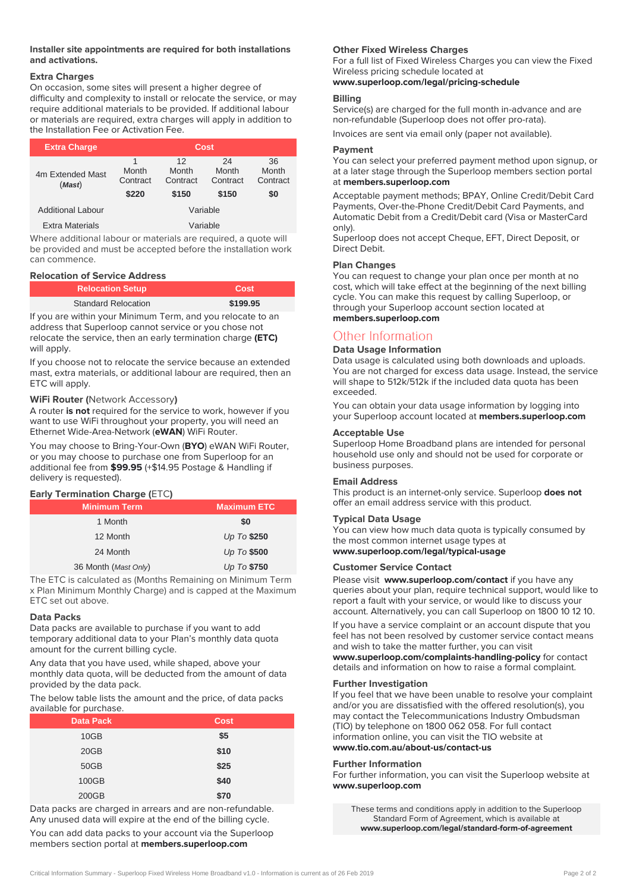**Installer site appointments are required for both installations and activations.**

### Extra Charges

On occasion, some sites will present a higher degree of difficulty and complexity to install or relocate the service, or may require additional materials to be provided. If additional labour or materials are required, extra charges will apply in addition to the Installation Fee or Activation Fee.

| Extra Charge | Cost | | | |
|---|---|---|---|---|
| 4m Extended Mast (*Mast*) | 1 Month Contract **$220** | 12 Month Contract **$150** | 24 Month Contract **$150** | 36 Month Contract **$0** |
| Additional Labour | Variable | | | |
| Extra Materials | Variable | | | |

Where additional labour or materials are required, a quote will be provided and must be accepted before the installation work can commence.

### Relocation of Service Address

| Relocation Setup | Cost |
|---|---|
| Standard Relocation | **$199.95** |

If you are within your Minimum Term, and you relocate to an address that Superloop cannot service or you chose not relocate the service, then an early termination charge **(ETC)** will apply.

If you choose not to relocate the service because an extended mast, extra materials, or additional labour are required, then an ETC will apply.

### WiFi Router (Network Accessory)

A router **is not** required for the service to work, however if you want to use WiFi throughout your property, you will need an Ethernet Wide-Area-Network (**eWAN**) WiFi Router.

You may choose to Bring-Your-Own (**BYO**) eWAN WiFi Router, or you may choose to purchase one from Superloop for an additional fee from **$99.95** (+$14.95 Postage & Handling if delivery is requested).

### Early Termination Charge (ETC)

| Minimum Term | Maximum ETC |
|---|---|
| 1 Month | **$0** |
| 12 Month | *Up To* **$250** |
| 24 Month | *Up To* **$500** |
| 36 Month (*Mast Only*) | *Up To* **$750** |

The ETC is calculated as (Months Remaining on Minimum Term x Plan Minimum Monthly Charge) and is capped at the Maximum ETC set out above.

### Data Packs

Data packs are available to purchase if you want to add temporary additional data to your Plan's monthly data quota amount for the current billing cycle.

Any data that you have used, while shaped, above your monthly data quota, will be deducted from the amount of data provided by the data pack.

The below table lists the amount and the price, of data packs available for purchase.

| Data Pack | Cost |
|---|---|
| 10GB | **$5** |
| 20GB | **$10** |
| 50GB | **$25** |
| 100GB | **$40** |
| 200GB | **$70** |

Data packs are charged in arrears and are non-refundable. Any unused data will expire at the end of the billing cycle.

You can add data packs to your account via the Superloop members section portal at **members.superloop.com**

### Other Fixed Wireless Charges

For a full list of Fixed Wireless Charges you can view the Fixed Wireless pricing schedule located at **www.superloop.com/legal/pricing-schedule**

### Billing

Service(s) are charged for the full month in-advance and are non-refundable (Superloop does not offer pro-rata).

Invoices are sent via email only (paper not available).

### Payment

You can select your preferred payment method upon signup, or at a later stage through the Superloop members section portal at **members.superloop.com**

Acceptable payment methods; BPAY, Online Credit/Debit Card Payments, Over-the-Phone Credit/Debit Card Payments, and Automatic Debit from a Credit/Debit card (Visa or MasterCard only).

Superloop does not accept Cheque, EFT, Direct Deposit, or Direct Debit.

### Plan Changes

You can request to change your plan once per month at no cost, which will take effect at the beginning of the next billing cycle. You can make this request by calling Superloop, or through your Superloop account section located at **members.superloop.com**

## Other Information

### Data Usage Information

Data usage is calculated using both downloads and uploads. You are not charged for excess data usage. Instead, the service will shape to 512k/512k if the included data quota has been exceeded.

You can obtain your data usage information by logging into your Superloop account located at **members.superloop.com**

### Acceptable Use

Superloop Home Broadband plans are intended for personal household use only and should not be used for corporate or business purposes.

### Email Address

This product is an internet-only service. Superloop **does not** offer an email address service with this product.

### Typical Data Usage

You can view how much data quota is typically consumed by the most common internet usage types at **www.superloop.com/legal/typical-usage**

### Customer Service Contact

Please visit **www.superloop.com/contact** if you have any queries about your plan, require technical support, would like to report a fault with your service, or would like to discuss your account. Alternatively, you can call Superloop on 1800 10 12 10.

If you have a service complaint or an account dispute that you feel has not been resolved by customer service contact means and wish to take the matter further, you can visit **www.superloop.com/complaints-handling-policy** for contact details and information on how to raise a formal complaint.

### Further Investigation

If you feel that we have been unable to resolve your complaint and/or you are dissatisfied with the offered resolution(s), you may contact the Telecommunications Industry Ombudsman (TIO) by telephone on 1800 062 058. For full contact information online, you can visit the TIO website at **www.tio.com.au/about-us/contact-us**

### Further Information

For further information, you can visit the Superloop website at **www.superloop.com**

These terms and conditions apply in addition to the Superloop Standard Form of Agreement, which is available at **www.superloop.com/legal/standard-form-of-agreement**